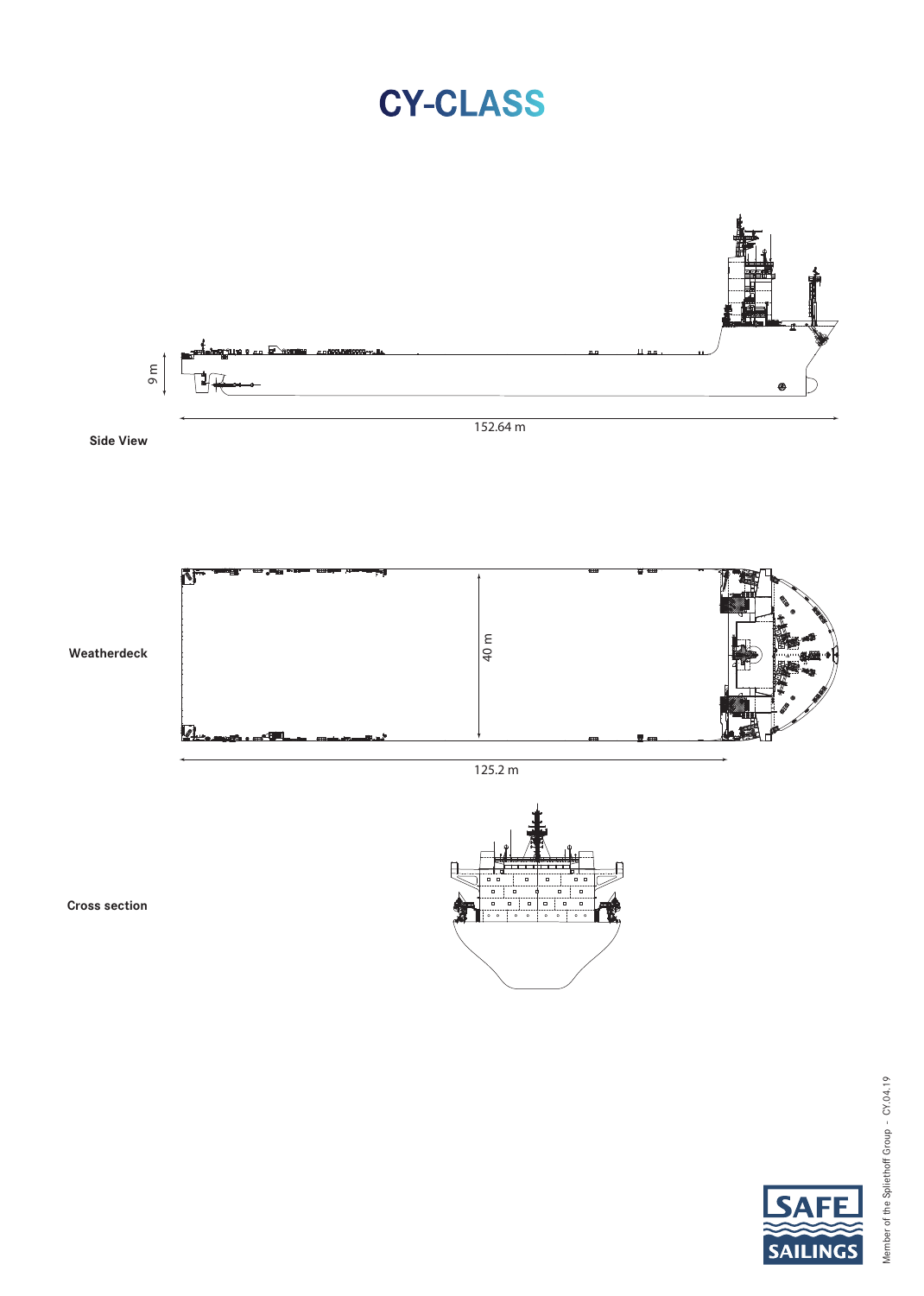# CY-CLASS

9 m

152.64 m

**Side View**

40 m

**Weatherdeck**

125.2 m

**Cross section**

SAFE SAILINGS

Member of the Spliethoff Group – CY.04.19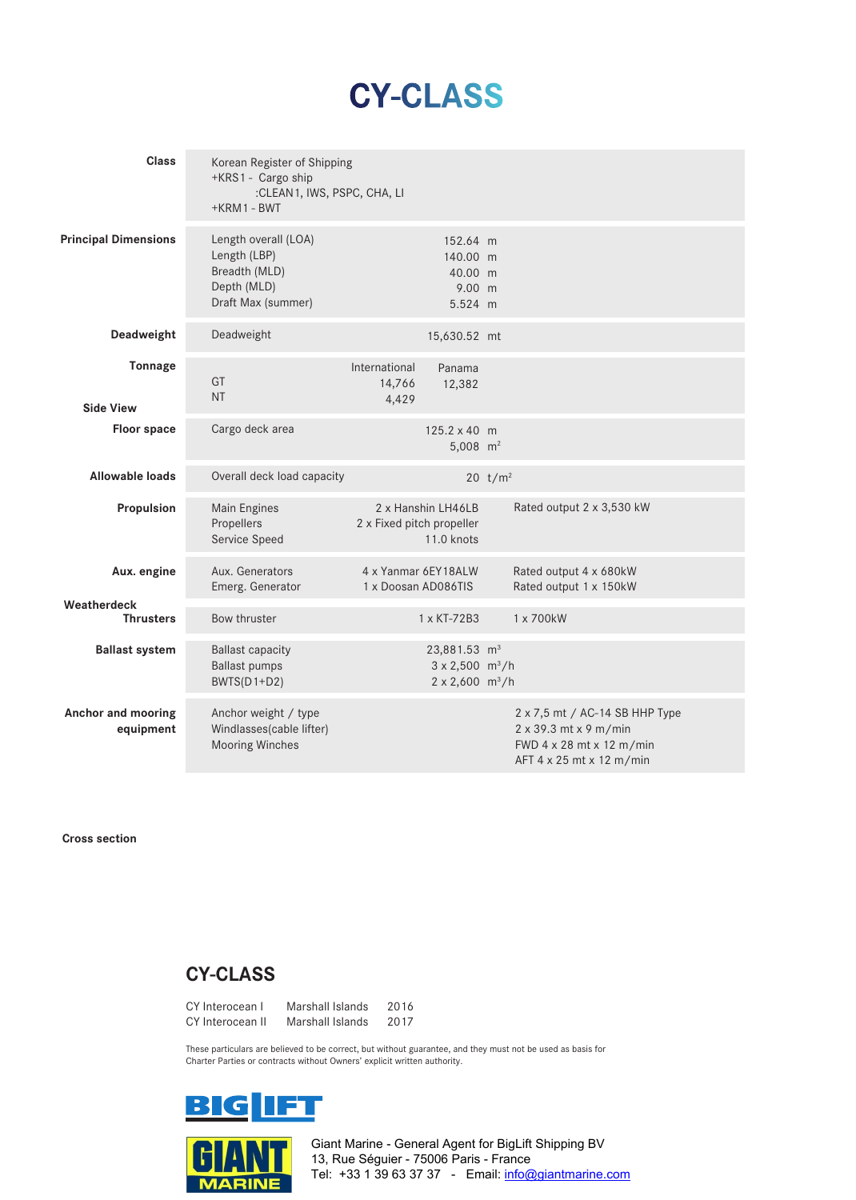# CY-CLASS

| | | | | |
|---|---|---|---|---|
| **Class** | Korean Register of Shipping<br>+KRS1 - Cargo ship<br>:CLEAN1, IWS, PSPC, CHA, LI<br>+KRM1 - BWT | | | |
| **Principal Dimensions** | Length overall (LOA)<br>Length (LBP)<br>Breadth (MLD)<br>Depth (MLD)<br>Draft Max (summer) | 152.64 m<br>140.00 m<br>40.00 m<br>9.00 m<br>5.524 m | | |
| **Deadweight** | Deadweight | 15,630.52 mt | | |
| **Tonnage** | <br>GT<br>NT | International<br>14,766<br>4,429 | Panama<br>12,382 | |
| **Side View** | | | | |
| **Floor space** | Cargo deck area | 125.2 x 40 m<br>5,008 $m^2$ | | |
| **Allowable loads** | Overall deck load capacity | 20 $t/m^2$ | | |
| **Propulsion** | Main Engines<br>Propellers<br>Service Speed | 2 x Hanshin LH46LB<br>2 x Fixed pitch propeller<br>11.0 knots | | Rated output 2 x 3,530 kW |
| **Aux. engine** | Aux. Generators<br>Emerg. Generator | 4 x Yanmar 6EY18ALW<br>1 x Doosan AD086TIS | | Rated output 4 x 680kW<br>Rated output 1 x 150kW |
| **Weatherdeck Thrusters** | Bow thruster | 1 x KT-72B3 | | 1 x 700kW |
| **Ballast system** | Ballast capacity<br>Ballast pumps<br>BWTS(D1+D2) | 23,881.53 $m^3$<br>3 x 2,500 $m^3/h$<br>2 x 2,600 $m^3/h$ | | |
| **Anchor and mooring equipment** | Anchor weight / type<br>Windlasses(cable lifter)<br>Mooring Winches | | | 2 x 7,5 mt / AC-14 SB HHP Type<br>2 x 39.3 mt x 9 m/min<br>FWD 4 x 28 mt x 12 m/min<br>AFT 4 x 25 mt x 12 m/min |

**Cross section**

## CY-CLASS

| | | |
|---|---|---|
| CY Interocean I | Marshall Islands | 2016 |
| CY Interocean II | Marshall Islands | 2017 |

These particulars are believed to be correct, but without guarantee, and they must not be used as basis for Charter Parties or contracts without Owners' explicit written authority.

BIGLIFT

GIANT MARINE

Giant Marine - General Agent for BigLift Shipping BV
13, Rue Séguier - 75006 Paris - France
Tel: +33 1 39 63 37 37 - Email: info@giantmarine.com